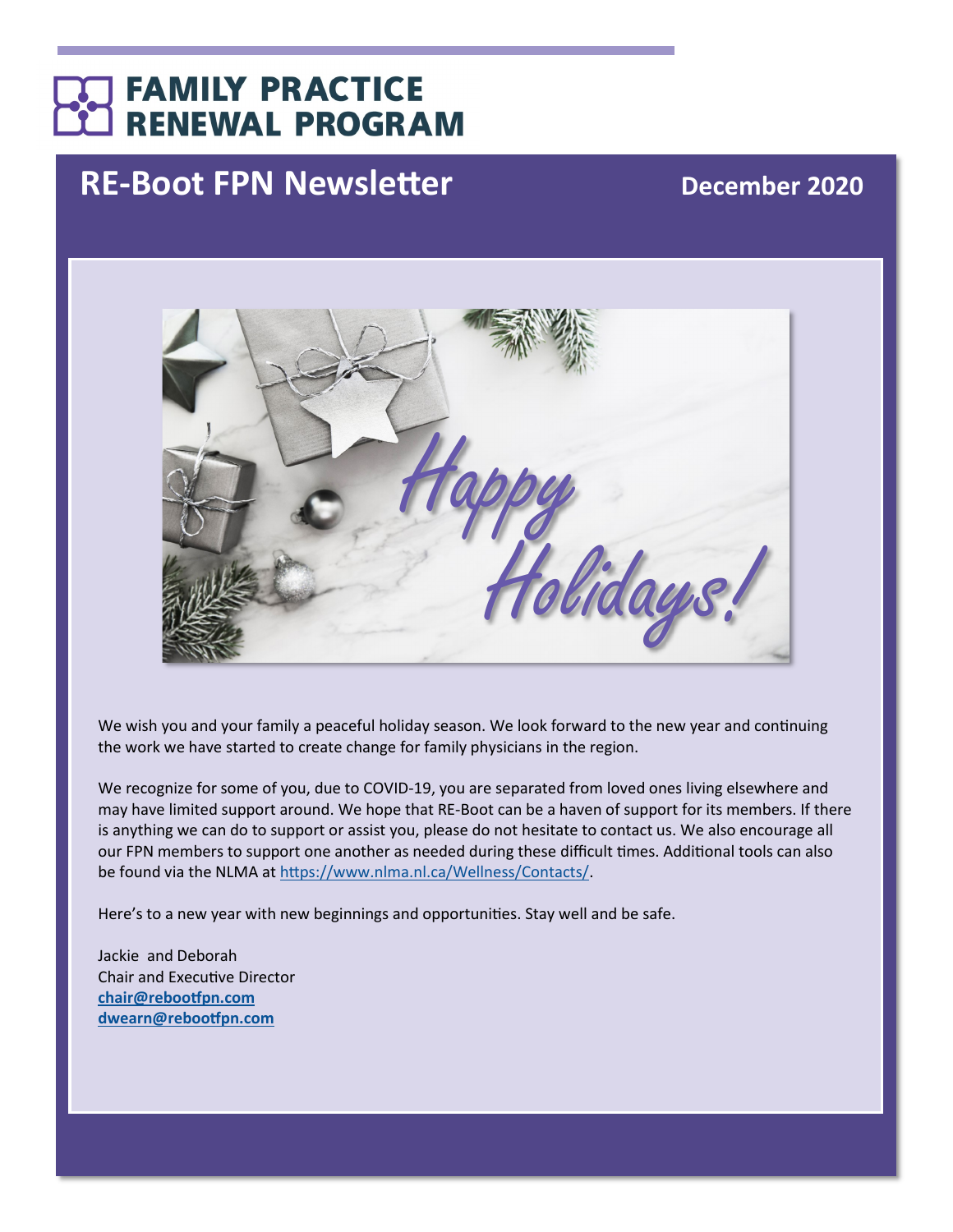# FAMILY PRACTICE RENEWAL PROGRAM

## RE-Boot FPN Newsletter

**December 2020**

We wish you and your family a peaceful holiday season. We look forward to the new year and continuing the work we have started to create change for family physicians in the region.

We recognize for some of you, due to COVID-19, you are separated from loved ones living elsewhere and may have limited support around. We hope that RE-Boot can be a haven of support for its members. If there is anything we can do to support or assist you, please do not hesitate to contact us. We also encourage all our FPN members to support one another as needed during these difficult times. Additional tools can also be found via the NLMA at https://www.nlma.nl.ca/Wellness/Contacts/.

Here's to a new year with new beginnings and opportunities. Stay well and be safe.

Jackie and Deborah
Chair and Executive Director
**chair@rebootfpn.com**
**dwearn@rebootfpn.com**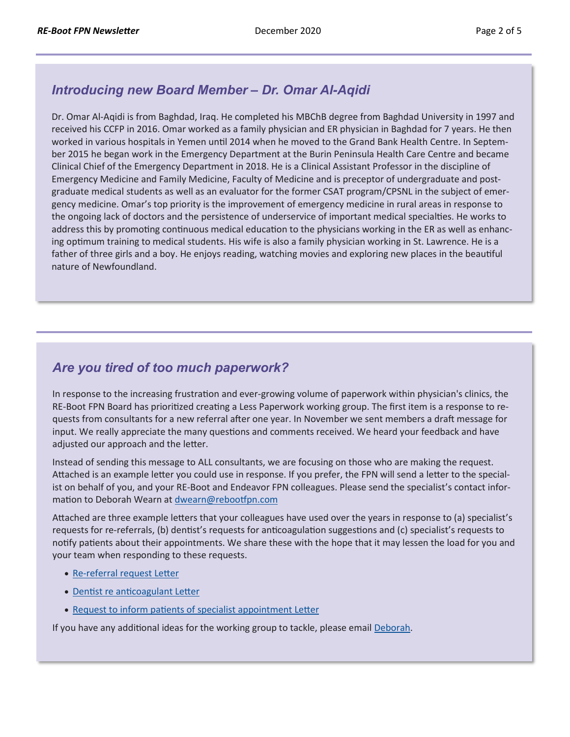## *Introducing new Board Member – Dr. Omar Al-Aqidi*

Dr. Omar Al-Aqidi is from Baghdad, Iraq. He completed his MBChB degree from Baghdad University in 1997 and received his CCFP in 2016. Omar worked as a family physician and ER physician in Baghdad for 7 years. He then worked in various hospitals in Yemen until 2014 when he moved to the Grand Bank Health Centre. In September 2015 he began work in the Emergency Department at the Burin Peninsula Health Care Centre and became Clinical Chief of the Emergency Department in 2018. He is a Clinical Assistant Professor in the discipline of Emergency Medicine and Family Medicine, Faculty of Medicine and is preceptor of undergraduate and postgraduate medical students as well as an evaluator for the former CSAT program/CPSNL in the subject of emergency medicine. Omar's top priority is the improvement of emergency medicine in rural areas in response to the ongoing lack of doctors and the persistence of underservice of important medical specialties. He works to address this by promoting continuous medical education to the physicians working in the ER as well as enhancing optimum training to medical students. His wife is also a family physician working in St. Lawrence. He is a father of three girls and a boy. He enjoys reading, watching movies and exploring new places in the beautiful nature of Newfoundland.

## *Are you tired of too much paperwork?*

In response to the increasing frustration and ever-growing volume of paperwork within physician's clinics, the RE-Boot FPN Board has prioritized creating a Less Paperwork working group. The first item is a response to requests from consultants for a new referral after one year. In November we sent members a draft message for input. We really appreciate the many questions and comments received. We heard your feedback and have adjusted our approach and the letter.

Instead of sending this message to ALL consultants, we are focusing on those who are making the request. Attached is an example letter you could use in response. If you prefer, the FPN will send a letter to the specialist on behalf of you, and your RE-Boot and Endeavor FPN colleagues. Please send the specialist's contact information to Deborah Wearn at dwearn@rebootfpn.com

Attached are three example letters that your colleagues have used over the years in response to (a) specialist's requests for re-referrals, (b) dentist's requests for anticoagulation suggestions and (c) specialist's requests to notify patients about their appointments. We share these with the hope that it may lessen the load for you and your team when responding to these requests.

- Re-referral request Letter
- Dentist re anticoagulant Letter
- Request to inform patients of specialist appointment Letter

If you have any additional ideas for the working group to tackle, please email Deborah.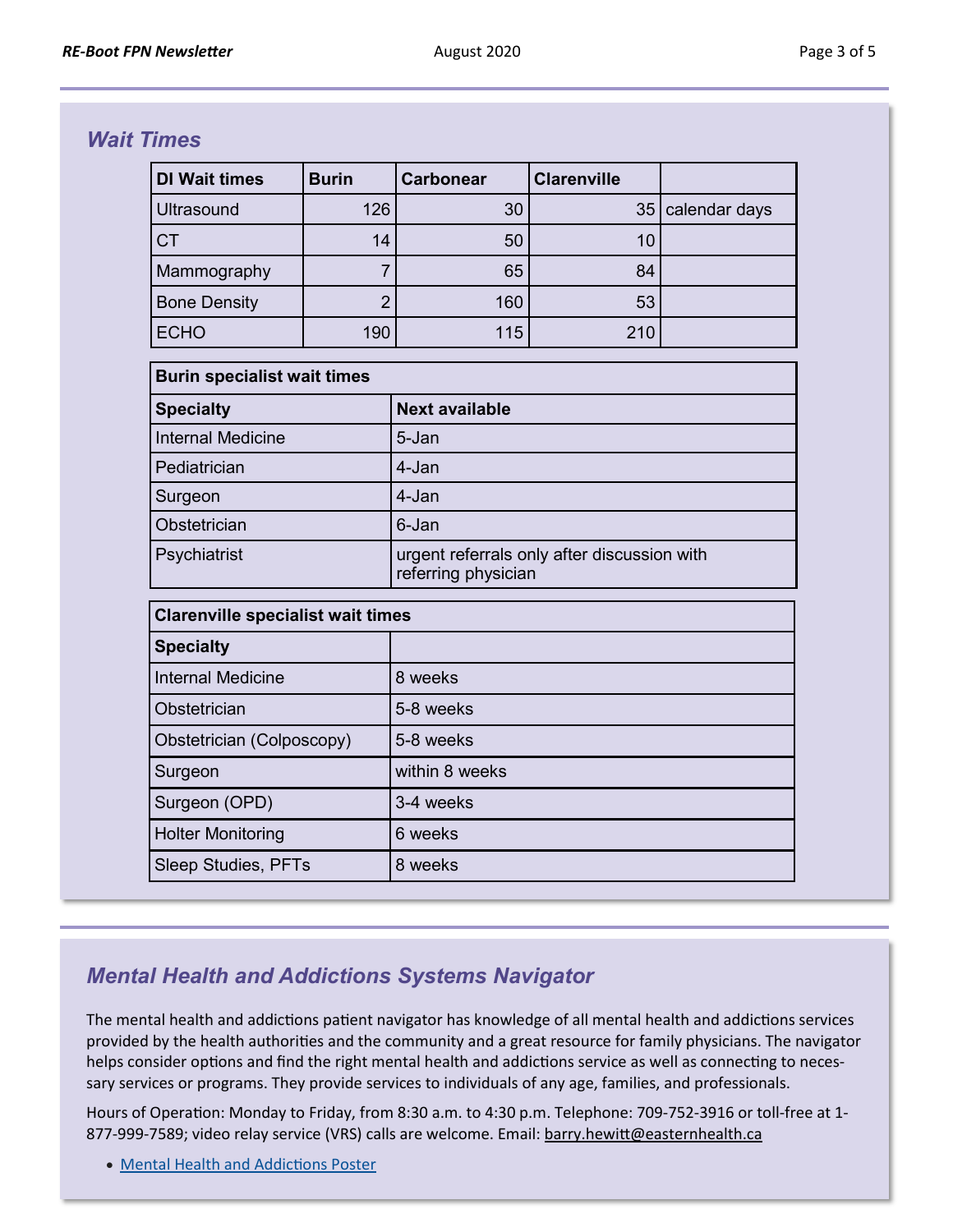## *Wait Times*

| DI Wait times | Burin | Carbonear | Clarenville | |
|---|---|---|---|---|
| Ultrasound | 126 | 30 | 35 | calendar days |
| CT | 14 | 50 | 10 | |
| Mammography | 7 | 65 | 84 | |
| Bone Density | 2 | 160 | 53 | |
| ECHO | 190 | 115 | 210 | |

| Burin specialist wait times | |
|---|---|
| **Specialty** | **Next available** |
| Internal Medicine | 5-Jan |
| Pediatrician | 4-Jan |
| Surgeon | 4-Jan |
| Obstetrician | 6-Jan |
| Psychiatrist | urgent referrals only after discussion with referring physician |

| Clarenville specialist wait times | |
|---|---|
| **Specialty** | |
| Internal Medicine | 8 weeks |
| Obstetrician | 5-8 weeks |
| Obstetrician (Colposcopy) | 5-8 weeks |
| Surgeon | within 8 weeks |
| Surgeon (OPD) | 3-4 weeks |
| Holter Monitoring | 6 weeks |
| Sleep Studies, PFTs | 8 weeks |

## *Mental Health and Addictions Systems Navigator*

The mental health and addictions patient navigator has knowledge of all mental health and addictions services provided by the health authorities and the community and a great resource for family physicians. The navigator helps consider options and find the right mental health and addictions service as well as connecting to necessary services or programs. They provide services to individuals of any age, families, and professionals.

Hours of Operation: Monday to Friday, from 8:30 a.m. to 4:30 p.m. Telephone: 709-752-3916 or toll-free at 1-877-999-7589; video relay service (VRS) calls are welcome. Email: barry.hewitt@easternhealth.ca

- Mental Health and Addictions Poster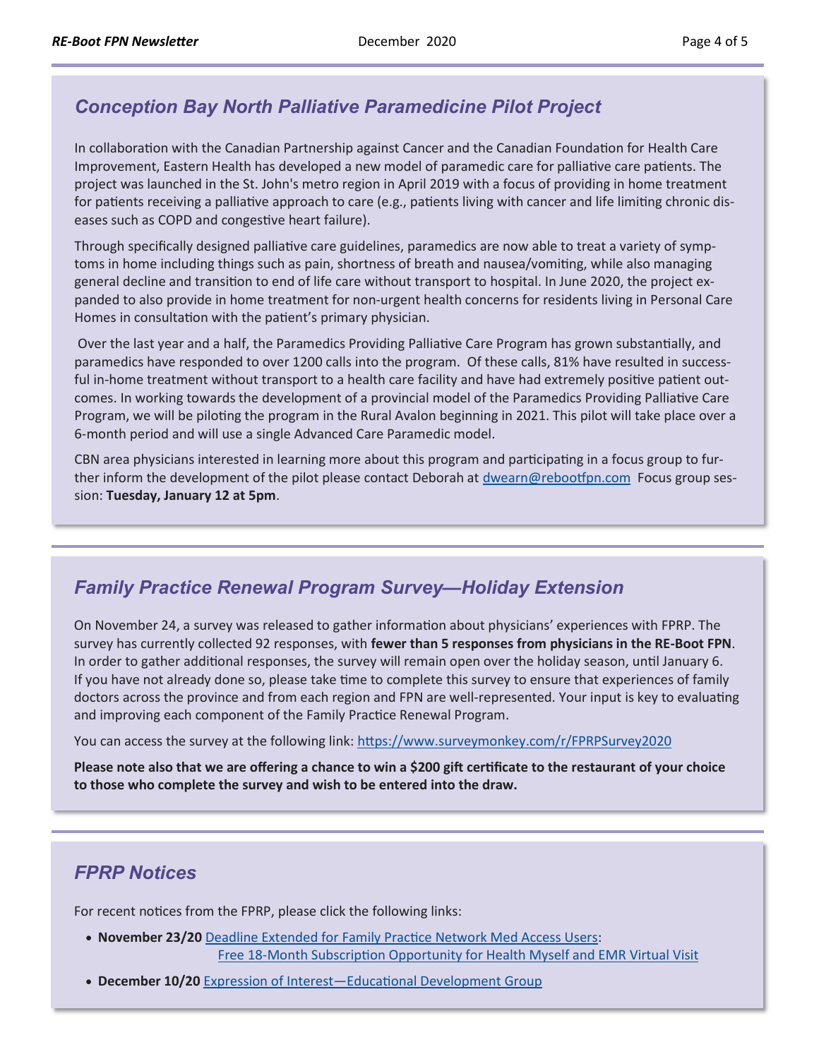## *Conception Bay North Palliative Paramedicine Pilot Project*

In collaboration with the Canadian Partnership against Cancer and the Canadian Foundation for Health Care Improvement, Eastern Health has developed a new model of paramedic care for palliative care patients. The project was launched in the St. John's metro region in April 2019 with a focus of providing in home treatment for patients receiving a palliative approach to care (e.g., patients living with cancer and life limiting chronic diseases such as COPD and congestive heart failure).

Through specifically designed palliative care guidelines, paramedics are now able to treat a variety of symptoms in home including things such as pain, shortness of breath and nausea/vomiting, while also managing general decline and transition to end of life care without transport to hospital. In June 2020, the project expanded to also provide in home treatment for non-urgent health concerns for residents living in Personal Care Homes in consultation with the patient's primary physician.

Over the last year and a half, the Paramedics Providing Palliative Care Program has grown substantially, and paramedics have responded to over 1200 calls into the program. Of these calls, 81% have resulted in successful in-home treatment without transport to a health care facility and have had extremely positive patient outcomes. In working towards the development of a provincial model of the Paramedics Providing Palliative Care Program, we will be piloting the program in the Rural Avalon beginning in 2021. This pilot will take place over a 6-month period and will use a single Advanced Care Paramedic model.

CBN area physicians interested in learning more about this program and participating in a focus group to further inform the development of the pilot please contact Deborah at dwearn@rebootfpn.com Focus group session: **Tuesday, January 12 at 5pm**.

## *Family Practice Renewal Program Survey—Holiday Extension*

On November 24, a survey was released to gather information about physicians' experiences with FPRP. The survey has currently collected 92 responses, with **fewer than 5 responses from physicians in the RE-Boot FPN**. In order to gather additional responses, the survey will remain open over the holiday season, until January 6. If you have not already done so, please take time to complete this survey to ensure that experiences of family doctors across the province and from each region and FPN are well-represented. Your input is key to evaluating and improving each component of the Family Practice Renewal Program.

You can access the survey at the following link: https://www.surveymonkey.com/r/FPRPSurvey2020

**Please note also that we are offering a chance to win a $200 gift certificate to the restaurant of your choice to those who complete the survey and wish to be entered into the draw.**

## *FPRP Notices*

For recent notices from the FPRP, please click the following links:

- **November 23/20** Deadline Extended for Family Practice Network Med Access Users: Free 18-Month Subscription Opportunity for Health Myself and EMR Virtual Visit
- **December 10/20** Expression of Interest—Educational Development Group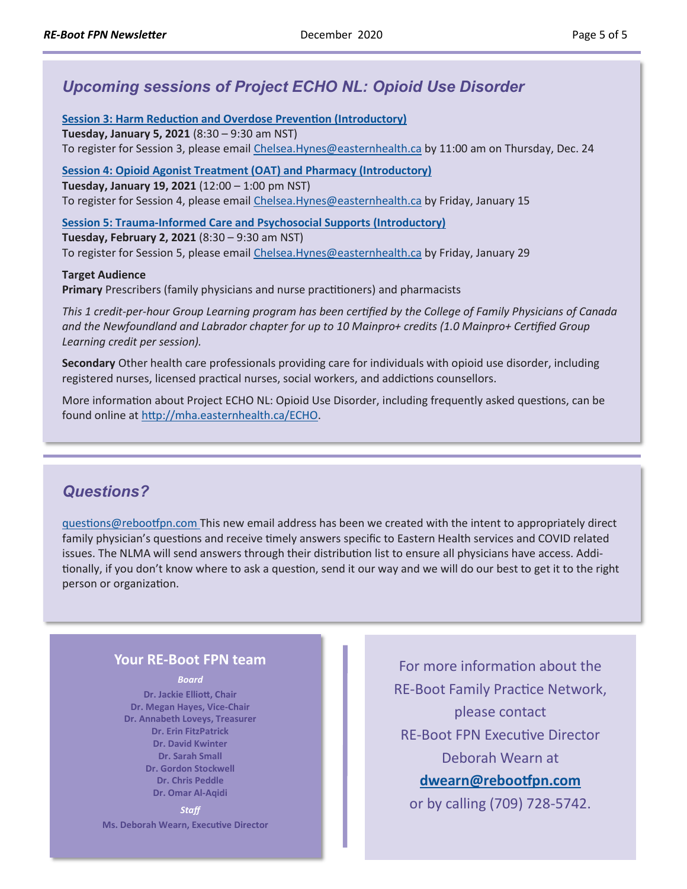## Upcoming sessions of Project ECHO NL: Opioid Use Disorder

**Session 3: Harm Reduction and Overdose Prevention (Introductory)**
**Tuesday, January 5, 2021** (8:30 – 9:30 am NST)
To register for Session 3, please email Chelsea.Hynes@easternhealth.ca by 11:00 am on Thursday, Dec. 24

**Session 4: Opioid Agonist Treatment (OAT) and Pharmacy (Introductory)**
**Tuesday, January 19, 2021** (12:00 – 1:00 pm NST)
To register for Session 4, please email Chelsea.Hynes@easternhealth.ca by Friday, January 15

**Session 5: Trauma-Informed Care and Psychosocial Supports (Introductory)**
**Tuesday, February 2, 2021** (8:30 – 9:30 am NST)
To register for Session 5, please email Chelsea.Hynes@easternhealth.ca by Friday, January 29

**Target Audience**
**Primary** Prescribers (family physicians and nurse practitioners) and pharmacists

*This 1 credit-per-hour Group Learning program has been certified by the College of Family Physicians of Canada and the Newfoundland and Labrador chapter for up to 10 Mainpro+ credits (1.0 Mainpro+ Certified Group Learning credit per session).*

**Secondary** Other health care professionals providing care for individuals with opioid use disorder, including registered nurses, licensed practical nurses, social workers, and addictions counsellors.

More information about Project ECHO NL: Opioid Use Disorder, including frequently asked questions, can be found online at http://mha.easternhealth.ca/ECHO.

## Questions?

questions@rebootfpn.com This new email address has been we created with the intent to appropriately direct family physician's questions and receive timely answers specific to Eastern Health services and COVID related issues. The NLMA will send answers through their distribution list to ensure all physicians have access. Additionally, if you don't know where to ask a question, send it our way and we will do our best to get it to the right person or organization.

### Your RE-Boot FPN team

*Board*

Dr. Jackie Elliott, Chair
Dr. Megan Hayes, Vice-Chair
Dr. Annabeth Loveys, Treasurer
Dr. Erin FitzPatrick
Dr. David Kwinter
Dr. Sarah Small
Dr. Gordon Stockwell
Dr. Chris Peddle
Dr. Omar Al-Aqidi

*Staff*

Ms. Deborah Wearn, Executive Director

For more information about the RE-Boot Family Practice Network, please contact RE-Boot FPN Executive Director Deborah Wearn at **dwearn@rebootfpn.com** or by calling (709) 728-5742.